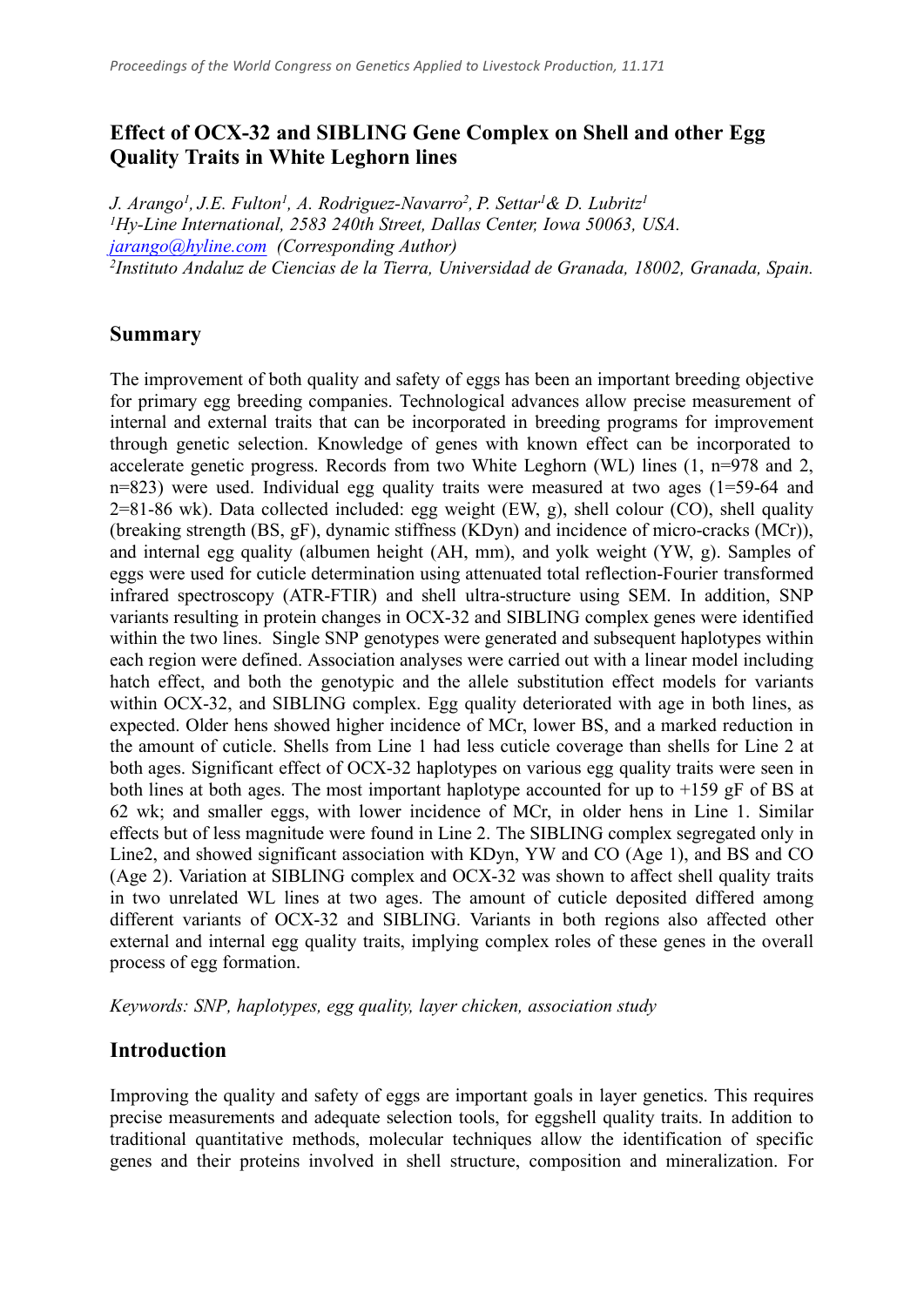# Effect of OCX-32 and SIBLING Gene Complex on Shell and other Egg Quality Traits in White Leghorn lines

*J. Arango[1], J.E. Fulton[1], A. Rodriguez-Navarro[2], P. Settar[1]& D. Lubritz[1]*
*[1]Hy-Line International, 2583 240th Street, Dallas Center, Iowa 50063, USA.*
*jarango@hyline.com (Corresponding Author)*
*[2]Instituto Andaluz de Ciencias de la Tierra, Universidad de Granada, 18002, Granada, Spain.*

## Summary

The improvement of both quality and safety of eggs has been an important breeding objective for primary egg breeding companies. Technological advances allow precise measurement of internal and external traits that can be incorporated in breeding programs for improvement through genetic selection. Knowledge of genes with known effect can be incorporated to accelerate genetic progress. Records from two White Leghorn (WL) lines (1, n=978 and 2, n=823) were used. Individual egg quality traits were measured at two ages (1=59-64 and 2=81-86 wk). Data collected included: egg weight (EW, g), shell colour (CO), shell quality (breaking strength (BS, gF), dynamic stiffness (KDyn) and incidence of micro-cracks (MCr)), and internal egg quality (albumen height (AH, mm), and yolk weight (YW, g). Samples of eggs were used for cuticle determination using attenuated total reflection-Fourier transformed infrared spectroscopy (ATR-FTIR) and shell ultra-structure using SEM. In addition, SNP variants resulting in protein changes in OCX-32 and SIBLING complex genes were identified within the two lines. Single SNP genotypes were generated and subsequent haplotypes within each region were defined. Association analyses were carried out with a linear model including hatch effect, and both the genotypic and the allele substitution effect models for variants within OCX-32, and SIBLING complex. Egg quality deteriorated with age in both lines, as expected. Older hens showed higher incidence of MCr, lower BS, and a marked reduction in the amount of cuticle. Shells from Line 1 had less cuticle coverage than shells for Line 2 at both ages. Significant effect of OCX-32 haplotypes on various egg quality traits were seen in both lines at both ages. The most important haplotype accounted for up to +159 gF of BS at 62 wk; and smaller eggs, with lower incidence of MCr, in older hens in Line 1. Similar effects but of less magnitude were found in Line 2. The SIBLING complex segregated only in Line2, and showed significant association with KDyn, YW and CO (Age 1), and BS and CO (Age 2). Variation at SIBLING complex and OCX-32 was shown to affect shell quality traits in two unrelated WL lines at two ages. The amount of cuticle deposited differed among different variants of OCX-32 and SIBLING. Variants in both regions also affected other external and internal egg quality traits, implying complex roles of these genes in the overall process of egg formation.

*Keywords: SNP, haplotypes, egg quality, layer chicken, association study*

## Introduction

Improving the quality and safety of eggs are important goals in layer genetics. This requires precise measurements and adequate selection tools, for eggshell quality traits. In addition to traditional quantitative methods, molecular techniques allow the identification of specific genes and their proteins involved in shell structure, composition and mineralization. For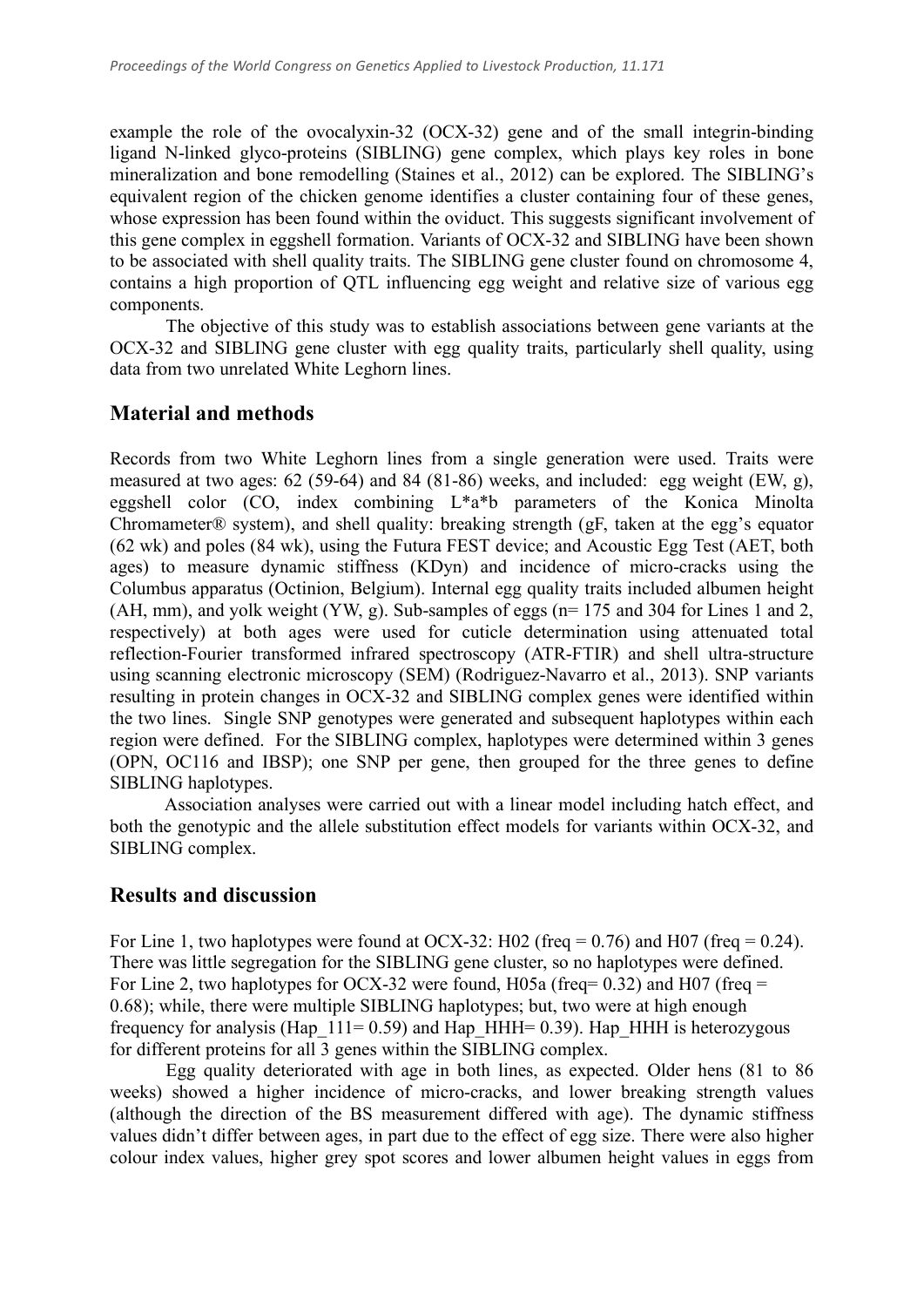example the role of the ovocalyxin-32 (OCX-32) gene and of the small integrin-binding ligand N-linked glyco-proteins (SIBLING) gene complex, which plays key roles in bone mineralization and bone remodelling (Staines et al., 2012) can be explored. The SIBLING's equivalent region of the chicken genome identifies a cluster containing four of these genes, whose expression has been found within the oviduct. This suggests significant involvement of this gene complex in eggshell formation. Variants of OCX-32 and SIBLING have been shown to be associated with shell quality traits. The SIBLING gene cluster found on chromosome 4, contains a high proportion of QTL influencing egg weight and relative size of various egg components.

The objective of this study was to establish associations between gene variants at the OCX-32 and SIBLING gene cluster with egg quality traits, particularly shell quality, using data from two unrelated White Leghorn lines.

## Material and methods

Records from two White Leghorn lines from a single generation were used. Traits were measured at two ages: 62 (59-64) and 84 (81-86) weeks, and included: egg weight (EW, g), eggshell color (CO, index combining L*a*b parameters of the Konica Minolta Chromameter® system), and shell quality: breaking strength (gF, taken at the egg's equator (62 wk) and poles (84 wk), using the Futura FEST device; and Acoustic Egg Test (AET, both ages) to measure dynamic stiffness (KDyn) and incidence of micro-cracks using the Columbus apparatus (Octinion, Belgium). Internal egg quality traits included albumen height (AH, mm), and yolk weight (YW, g). Sub-samples of eggs (n= 175 and 304 for Lines 1 and 2, respectively) at both ages were used for cuticle determination using attenuated total reflection-Fourier transformed infrared spectroscopy (ATR-FTIR) and shell ultra-structure using scanning electronic microscopy (SEM) (Rodriguez-Navarro et al., 2013). SNP variants resulting in protein changes in OCX-32 and SIBLING complex genes were identified within the two lines. Single SNP genotypes were generated and subsequent haplotypes within each region were defined. For the SIBLING complex, haplotypes were determined within 3 genes (OPN, OC116 and IBSP); one SNP per gene, then grouped for the three genes to define SIBLING haplotypes.

Association analyses were carried out with a linear model including hatch effect, and both the genotypic and the allele substitution effect models for variants within OCX-32, and SIBLING complex.

## Results and discussion

For Line 1, two haplotypes were found at OCX-32: H02 (freq = 0.76) and H07 (freq = 0.24). There was little segregation for the SIBLING gene cluster, so no haplotypes were defined. For Line 2, two haplotypes for OCX-32 were found, H05a (freq= 0.32) and H07 (freq = 0.68); while, there were multiple SIBLING haplotypes; but, two were at high enough frequency for analysis (Hap_111= 0.59) and Hap_HHH= 0.39). Hap_HHH is heterozygous for different proteins for all 3 genes within the SIBLING complex.

Egg quality deteriorated with age in both lines, as expected. Older hens (81 to 86 weeks) showed a higher incidence of micro-cracks, and lower breaking strength values (although the direction of the BS measurement differed with age). The dynamic stiffness values didn't differ between ages, in part due to the effect of egg size. There were also higher colour index values, higher grey spot scores and lower albumen height values in eggs from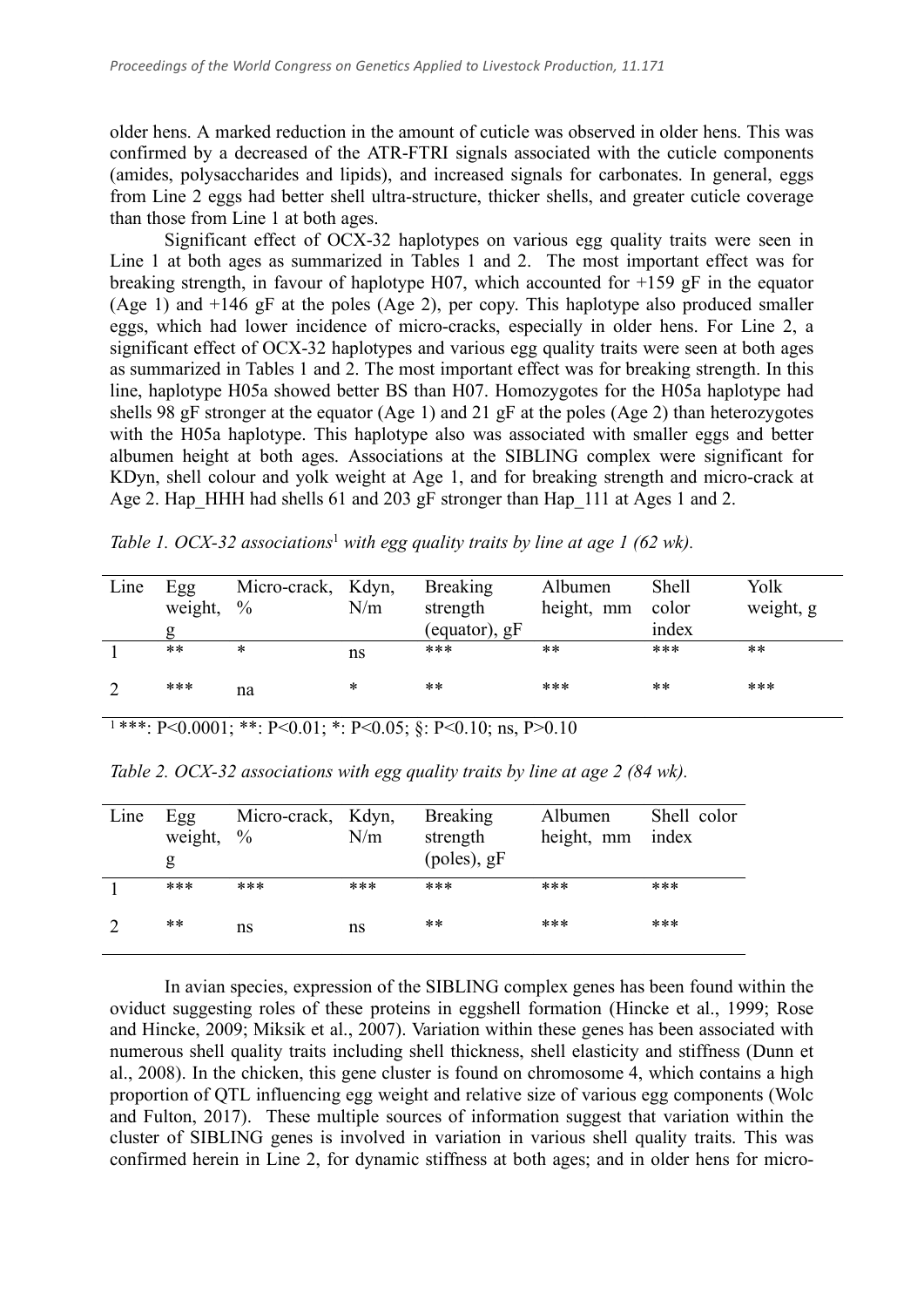older hens. A marked reduction in the amount of cuticle was observed in older hens. This was confirmed by a decreased of the ATR-FTRI signals associated with the cuticle components (amides, polysaccharides and lipids), and increased signals for carbonates. In general, eggs from Line 2 eggs had better shell ultra-structure, thicker shells, and greater cuticle coverage than those from Line 1 at both ages.

Significant effect of OCX-32 haplotypes on various egg quality traits were seen in Line 1 at both ages as summarized in Tables 1 and 2. The most important effect was for breaking strength, in favour of haplotype H07, which accounted for +159 gF in the equator (Age 1) and +146 gF at the poles (Age 2), per copy. This haplotype also produced smaller eggs, which had lower incidence of micro-cracks, especially in older hens. For Line 2, a significant effect of OCX-32 haplotypes and various egg quality traits were seen at both ages as summarized in Tables 1 and 2. The most important effect was for breaking strength. In this line, haplotype H05a showed better BS than H07. Homozygotes for the H05a haplotype had shells 98 gF stronger at the equator (Age 1) and 21 gF at the poles (Age 2) than heterozygotes with the H05a haplotype. This haplotype also was associated with smaller eggs and better albumen height at both ages. Associations at the SIBLING complex were significant for KDyn, shell colour and yolk weight at Age 1, and for breaking strength and micro-crack at Age 2. Hap_HHH had shells 61 and 203 gF stronger than Hap_111 at Ages 1 and 2.

*Table 1. OCX-32 associations[1] with egg quality traits by line at age 1 (62 wk).*

| Line | Egg weight, g | Micro-crack, % | Kdyn, N/m | Breaking strength (equator), gF | Albumen height, mm | Shell color index | Yolk weight, g |
|---|---|---|---|---|---|---|---|
| 1 | ** | * | ns | *** | ** | *** | ** |
| 2 | *** | na | * | ** | *** | ** | *** |

[1] ***: P<0.0001; **: P<0.01; *: P<0.05; §: P<0.10; ns, P>0.10

*Table 2. OCX-32 associations with egg quality traits by line at age 2 (84 wk).*

| Line | Egg weight, g | Micro-crack, % | Kdyn, N/m | Breaking strength (poles), gF | Albumen height, mm | Shell color index |
|---|---|---|---|---|---|---|
| 1 | *** | *** | *** | *** | *** | *** |
| 2 | ** | ns | ns | ** | *** | *** |

In avian species, expression of the SIBLING complex genes has been found within the oviduct suggesting roles of these proteins in eggshell formation (Hincke et al., 1999; Rose and Hincke, 2009; Miksik et al., 2007). Variation within these genes has been associated with numerous shell quality traits including shell thickness, shell elasticity and stiffness (Dunn et al., 2008). In the chicken, this gene cluster is found on chromosome 4, which contains a high proportion of QTL influencing egg weight and relative size of various egg components (Wolc and Fulton, 2017). These multiple sources of information suggest that variation within the cluster of SIBLING genes is involved in variation in various shell quality traits. This was confirmed herein in Line 2, for dynamic stiffness at both ages; and in older hens for micro-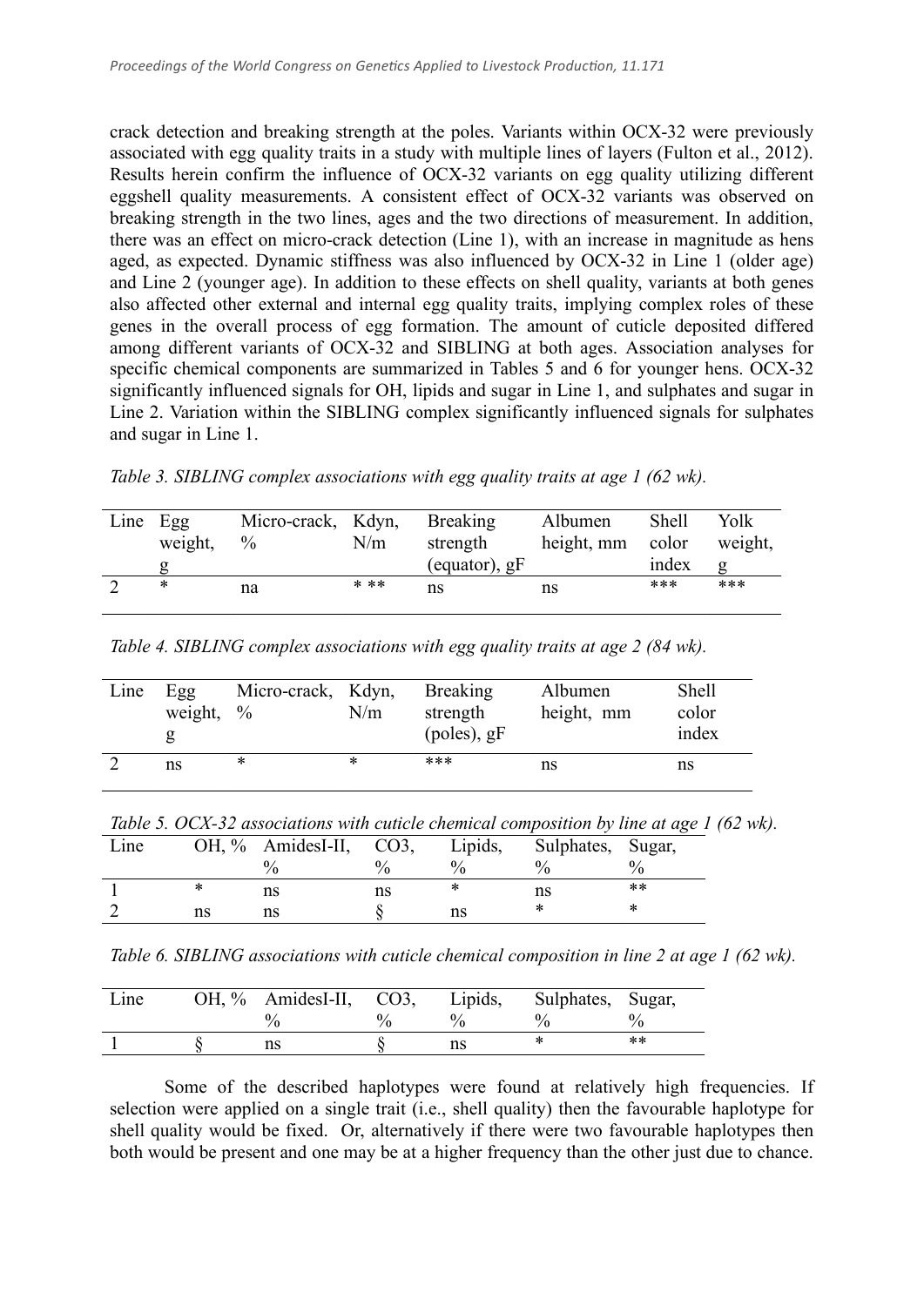crack detection and breaking strength at the poles. Variants within OCX-32 were previously associated with egg quality traits in a study with multiple lines of layers (Fulton et al., 2012). Results herein confirm the influence of OCX-32 variants on egg quality utilizing different eggshell quality measurements. A consistent effect of OCX-32 variants was observed on breaking strength in the two lines, ages and the two directions of measurement. In addition, there was an effect on micro-crack detection (Line 1), with an increase in magnitude as hens aged, as expected. Dynamic stiffness was also influenced by OCX-32 in Line 1 (older age) and Line 2 (younger age). In addition to these effects on shell quality, variants at both genes also affected other external and internal egg quality traits, implying complex roles of these genes in the overall process of egg formation. The amount of cuticle deposited differed among different variants of OCX-32 and SIBLING at both ages. Association analyses for specific chemical components are summarized in Tables 5 and 6 for younger hens. OCX-32 significantly influenced signals for OH, lipids and sugar in Line 1, and sulphates and sugar in Line 2. Variation within the SIBLING complex significantly influenced signals for sulphates and sugar in Line 1.

*Table 3. SIBLING complex associations with egg quality traits at age 1 (62 wk).*

| Line | Egg weight, g | Micro-crack, % | Kdyn, N/m | Breaking strength (equator), gF | Albumen height, mm | Shell color index | Yolk weight, g |
|---|---|---|---|---|---|---|---|
| 2 | * | na | * ** | ns | ns | *** | *** |

*Table 4. SIBLING complex associations with egg quality traits at age 2 (84 wk).*

| Line | Egg weight, g | Micro-crack, % | Kdyn, N/m | Breaking strength (poles), gF | Albumen height, mm | Shell color index |
|---|---|---|---|---|---|---|
| 2 | ns | * | * | *** | ns | ns |

*Table 5. OCX-32 associations with cuticle chemical composition by line at age 1 (62 wk).*

| Line | OH, % | AmidesI-II, % | CO3, % | Lipids, % | Sulphates, % | Sugar, % |
|---|---|---|---|---|---|---|
| 1 | * | ns | ns | * | ns | ** |
| 2 | ns | ns | § | ns | * | * |

*Table 6. SIBLING associations with cuticle chemical composition in line 2 at age 1 (62 wk).*

| Line | OH, % | AmidesI-II, % | CO3, % | Lipids, % | Sulphates, % | Sugar, % |
|---|---|---|---|---|---|---|
| 1 | § | ns | § | ns | * | ** |

Some of the described haplotypes were found at relatively high frequencies. If selection were applied on a single trait (i.e., shell quality) then the favourable haplotype for shell quality would be fixed. Or, alternatively if there were two favourable haplotypes then both would be present and one may be at a higher frequency than the other just due to chance.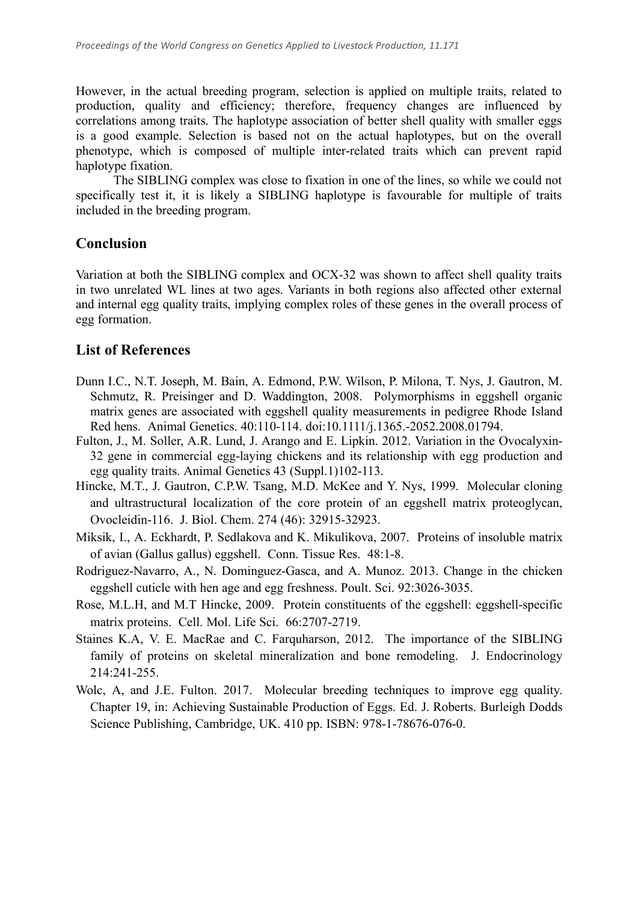However, in the actual breeding program, selection is applied on multiple traits, related to production, quality and efficiency; therefore, frequency changes are influenced by correlations among traits. The haplotype association of better shell quality with smaller eggs is a good example. Selection is based not on the actual haplotypes, but on the overall phenotype, which is composed of multiple inter-related traits which can prevent rapid haplotype fixation.

The SIBLING complex was close to fixation in one of the lines, so while we could not specifically test it, it is likely a SIBLING haplotype is favourable for multiple of traits included in the breeding program.

## Conclusion

Variation at both the SIBLING complex and OCX-32 was shown to affect shell quality traits in two unrelated WL lines at two ages. Variants in both regions also affected other external and internal egg quality traits, implying complex roles of these genes in the overall process of egg formation.

## List of References

Dunn I.C., N.T. Joseph, M. Bain, A. Edmond, P.W. Wilson, P. Milona, T. Nys, J. Gautron, M. Schmutz, R. Preisinger and D. Waddington, 2008. Polymorphisms in eggshell organic matrix genes are associated with eggshell quality measurements in pedigree Rhode Island Red hens. Animal Genetics. 40:110-114. doi:10.1111/j.1365.-2052.2008.01794.

Fulton, J., M. Soller, A.R. Lund, J. Arango and E. Lipkin. 2012. Variation in the Ovocalyxin-32 gene in commercial egg-laying chickens and its relationship with egg production and egg quality traits. Animal Genetics 43 (Suppl.1)102-113.

Hincke, M.T., J. Gautron, C.P.W. Tsang, M.D. McKee and Y. Nys, 1999. Molecular cloning and ultrastructural localization of the core protein of an eggshell matrix proteoglycan, Ovocleidin-116. J. Biol. Chem. 274 (46): 32915-32923.

Miksik, I., A. Eckhardt, P. Sedlakova and K. Mikulikova, 2007. Proteins of insoluble matrix of avian (Gallus gallus) eggshell. Conn. Tissue Res. 48:1-8.

Rodriguez-Navarro, A., N. Dominguez-Gasca, and A. Munoz. 2013. Change in the chicken eggshell cuticle with hen age and egg freshness. Poult. Sci. 92:3026-3035.

Rose, M.L.H, and M.T Hincke, 2009. Protein constituents of the eggshell: eggshell-specific matrix proteins. Cell. Mol. Life Sci. 66:2707-2719.

Staines K.A, V. E. MacRae and C. Farquharson, 2012. The importance of the SIBLING family of proteins on skeletal mineralization and bone remodeling. J. Endocrinology 214:241-255.

Wolc, A, and J.E. Fulton. 2017. Molecular breeding techniques to improve egg quality. Chapter 19, in: Achieving Sustainable Production of Eggs. Ed. J. Roberts. Burleigh Dodds Science Publishing, Cambridge, UK. 410 pp. ISBN: 978-1-78676-076-0.